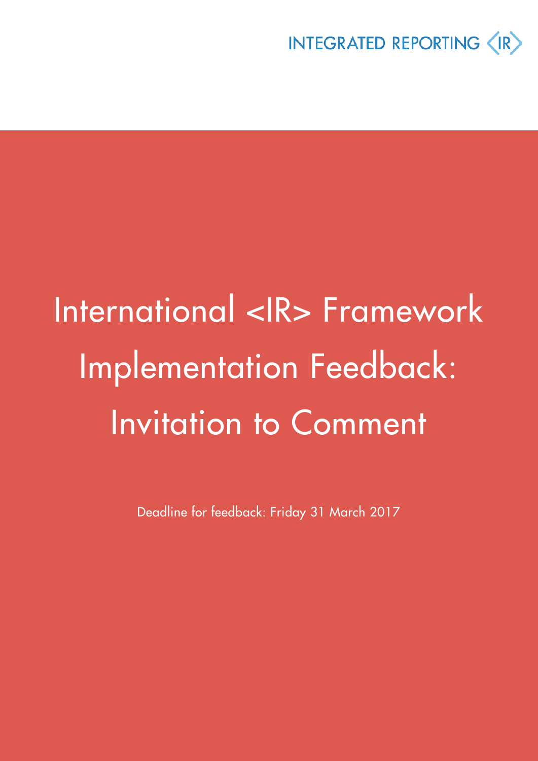INTEGRATED REPORTING <IR>

# International <IR> Framework Implementation Feedback: Invitation to Comment

Deadline for feedback: Friday 31 March 2017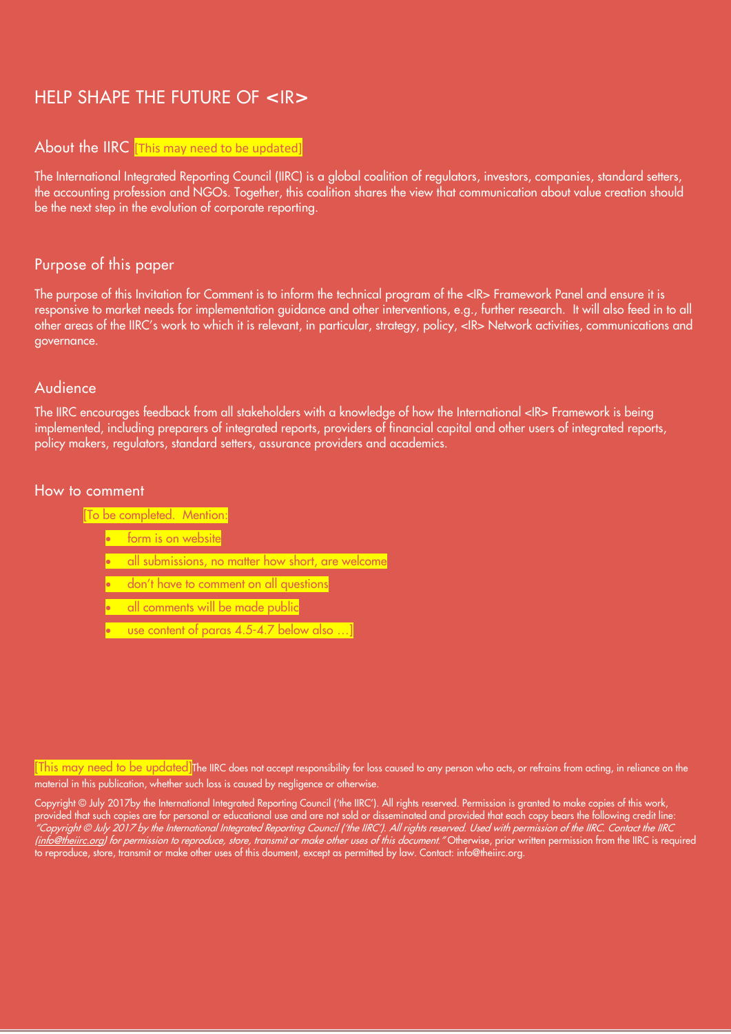# HELP SHAPE THE FUTURE OF <IR>

## About the IIRC [This may need to be updated]

The International Integrated Reporting Council (IIRC) is a global coalition of regulators, investors, companies, standard setters, the accounting profession and NGOs. Together, this coalition shares the view that communication about value creation should be the next step in the evolution of corporate reporting.

## Purpose of this paper

The purpose of this Invitation for Comment is to inform the technical program of the <IR> Framework Panel and ensure it is responsive to market needs for implementation guidance and other interventions, e.g., further research. It will also feed in to all other areas of the IIRC's work to which it is relevant, in particular, strategy, policy, <IR> Network activities, communications and governance.

## Audience

The IIRC encourages feedback from all stakeholders with a knowledge of how the International <IR> Framework is being implemented, including preparers of integrated reports, providers of financial capital and other users of integrated reports, policy makers, regulators, standard setters, assurance providers and academics.

## How to comment

[To be completed. Mention:

- form is on website
- all submissions, no matter how short, are welcome
- don't have to comment on all questions
- all comments will be made public
- use content of paras 4.5-4.7 below also ...]

[This may need to be updated]The IIRC does not accept responsibility for loss caused to any person who acts, or refrains from acting, in reliance on the material in this publication, whether such loss is caused by negligence or otherwise.

Copyright © July 2017by the International Integrated Reporting Council ('the IIRC'). All rights reserved. Permission is granted to make copies of this work, provided that such copies are for personal or educational use and are not sold or disseminated and provided that each copy bears the following credit line: *"Copyright © July 2017 by the International Integrated Reporting Council ('the IIRC'). All rights reserved. Used with permission of the IIRC. Contact the IIRC (info@theiirc.org) for permission to reproduce, store, transmit or make other uses of this document."* Otherwise, prior written permission from the IIRC is required to reproduce, store, transmit or make other uses of this doument, except as permitted by law. Contact: info@theiirc.org.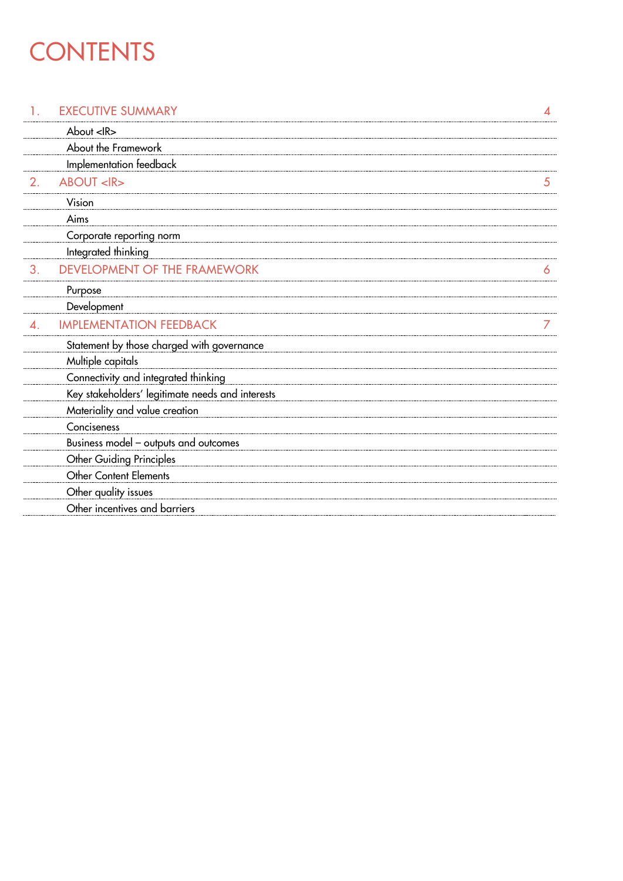# CONTENTS

| | | |
|---|---|---|
| 1. | EXECUTIVE SUMMARY | 4 |
| | About <IR> | |
| | About the Framework | |
| | Implementation feedback | |
| 2. | ABOUT <IR> | 5 |
| | Vision | |
| | Aims | |
| | Corporate reporting norm | |
| | Integrated thinking | |
| 3. | DEVELOPMENT OF THE FRAMEWORK | 6 |
| | Purpose | |
| | Development | |
| 4. | IMPLEMENTATION FEEDBACK | 7 |
| | Statement by those charged with governance | |
| | Multiple capitals | |
| | Connectivity and integrated thinking | |
| | Key stakeholders' legitimate needs and interests | |
| | Materiality and value creation | |
| | Conciseness | |
| | Business model – outputs and outcomes | |
| | Other Guiding Principles | |
| | Other Content Elements | |
| | Other quality issues | |
| | Other incentives and barriers | |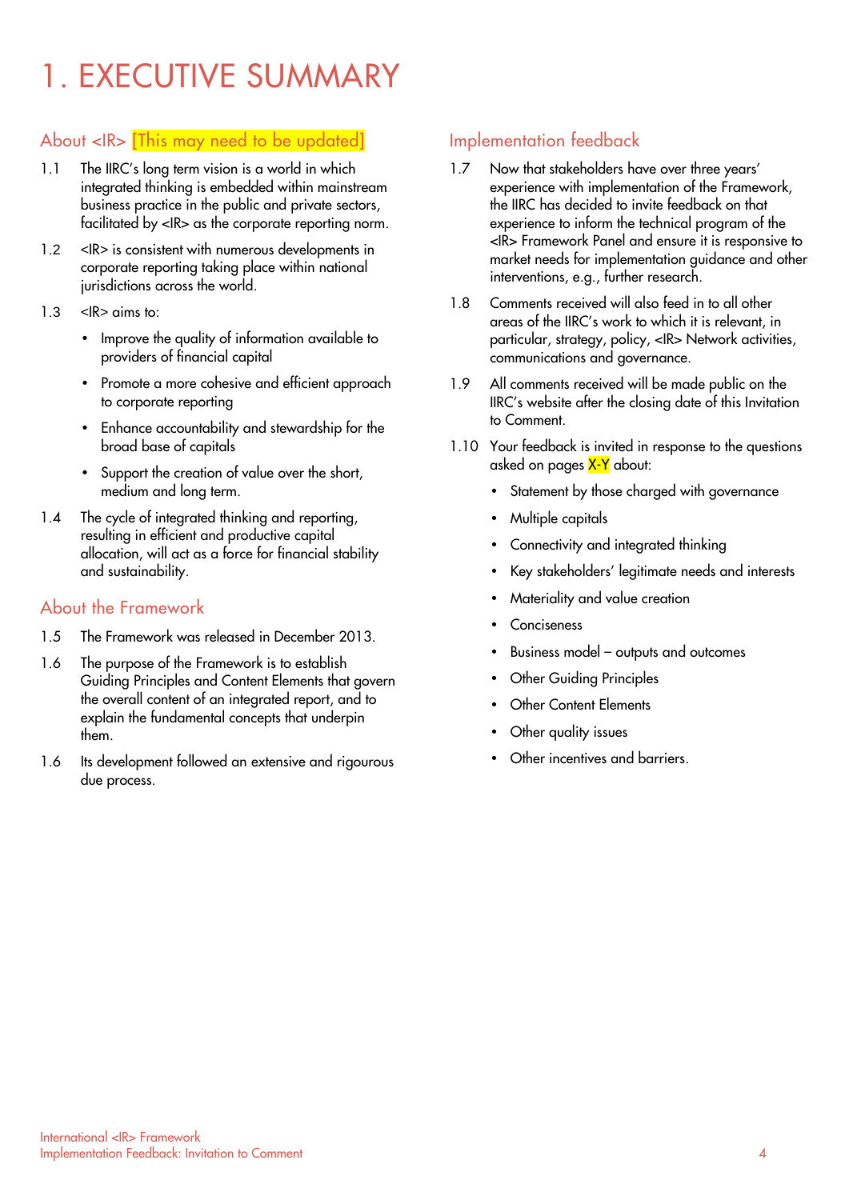# 1. EXECUTIVE SUMMARY

## About <IR> [This may need to be updated]

1.1 The IIRC's long term vision is a world in which integrated thinking is embedded within mainstream business practice in the public and private sectors, facilitated by <IR> as the corporate reporting norm.

1.2 <IR> is consistent with numerous developments in corporate reporting taking place within national jurisdictions across the world.

1.3 <IR> aims to:

- Improve the quality of information available to providers of financial capital
- Promote a more cohesive and efficient approach to corporate reporting
- Enhance accountability and stewardship for the broad base of capitals
- Support the creation of value over the short, medium and long term.

1.4 The cycle of integrated thinking and reporting, resulting in efficient and productive capital allocation, will act as a force for financial stability and sustainability.

## About the Framework

1.5 The Framework was released in December 2013.

1.6 The purpose of the Framework is to establish Guiding Principles and Content Elements that govern the overall content of an integrated report, and to explain the fundamental concepts that underpin them.

1.6 Its development followed an extensive and rigourous due process.

## Implementation feedback

1.7 Now that stakeholders have over three years' experience with implementation of the Framework, the IIRC has decided to invite feedback on that experience to inform the technical program of the <IR> Framework Panel and ensure it is responsive to market needs for implementation guidance and other interventions, e.g., further research.

1.8 Comments received will also feed in to all other areas of the IIRC's work to which it is relevant, in particular, strategy, policy, <IR> Network activities, communications and governance.

1.9 All comments received will be made public on the IIRC's website after the closing date of this Invitation to Comment.

1.10 Your feedback is invited in response to the questions asked on pages X-Y about:

- Statement by those charged with governance
- Multiple capitals
- Connectivity and integrated thinking
- Key stakeholders' legitimate needs and interests
- Materiality and value creation
- Conciseness
- Business model – outputs and outcomes
- Other Guiding Principles
- Other Content Elements
- Other quality issues
- Other incentives and barriers.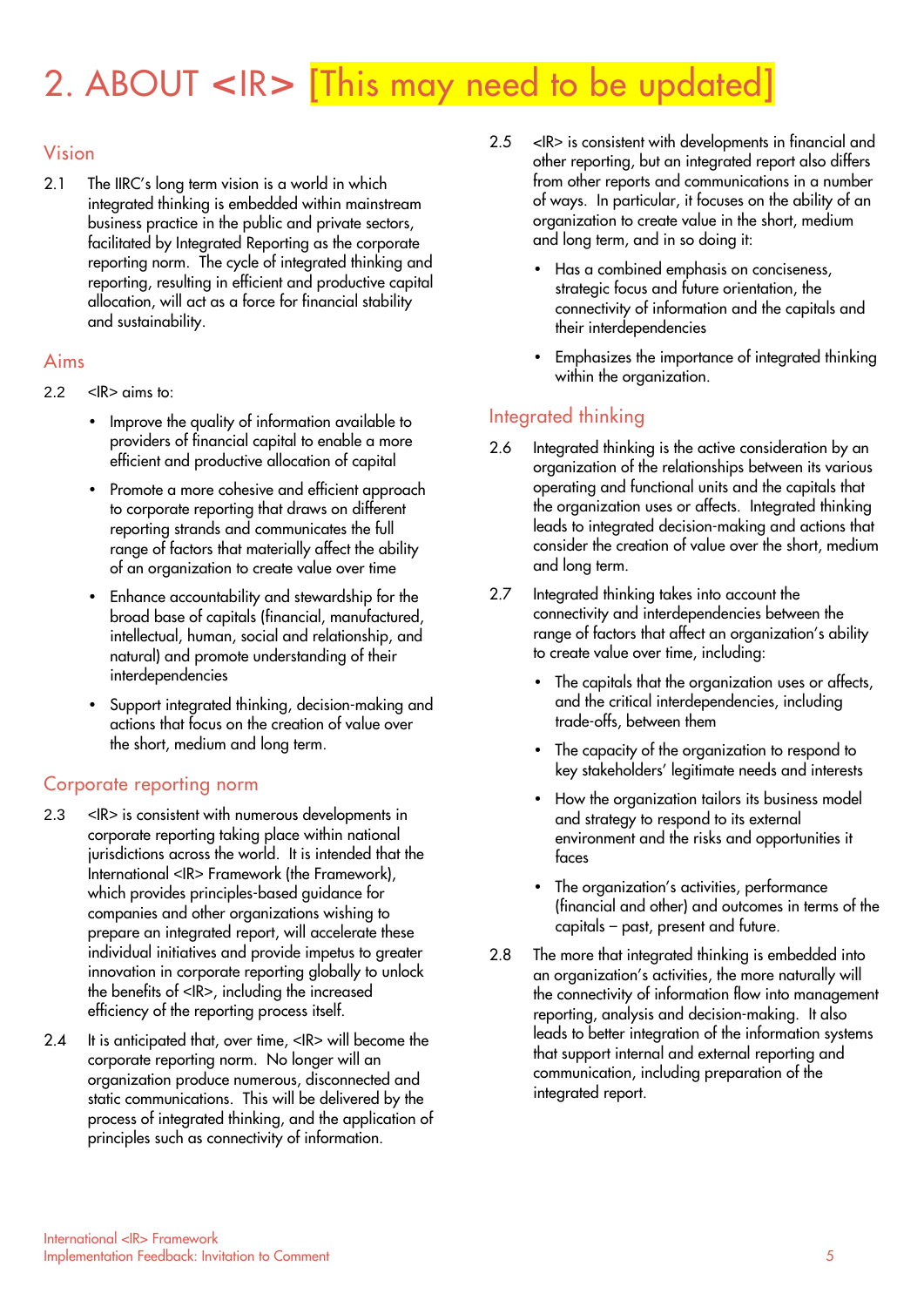# 2. ABOUT <IR> [This may need to be updated]

## Vision

2.1 The IIRC's long term vision is a world in which integrated thinking is embedded within mainstream business practice in the public and private sectors, facilitated by Integrated Reporting as the corporate reporting norm. The cycle of integrated thinking and reporting, resulting in efficient and productive capital allocation, will act as a force for financial stability and sustainability.

## Aims

2.2 <IR> aims to:

- Improve the quality of information available to providers of financial capital to enable a more efficient and productive allocation of capital
- Promote a more cohesive and efficient approach to corporate reporting that draws on different reporting strands and communicates the full range of factors that materially affect the ability of an organization to create value over time
- Enhance accountability and stewardship for the broad base of capitals (financial, manufactured, intellectual, human, social and relationship, and natural) and promote understanding of their interdependencies
- Support integrated thinking, decision-making and actions that focus on the creation of value over the short, medium and long term.

## Corporate reporting norm

2.3 <IR> is consistent with numerous developments in corporate reporting taking place within national jurisdictions across the world. It is intended that the International <IR> Framework (the Framework), which provides principles-based guidance for companies and other organizations wishing to prepare an integrated report, will accelerate these individual initiatives and provide impetus to greater innovation in corporate reporting globally to unlock the benefits of <IR>, including the increased efficiency of the reporting process itself.

2.4 It is anticipated that, over time, <IR> will become the corporate reporting norm. No longer will an organization produce numerous, disconnected and static communications. This will be delivered by the process of integrated thinking, and the application of principles such as connectivity of information.

2.5 <IR> is consistent with developments in financial and other reporting, but an integrated report also differs from other reports and communications in a number of ways. In particular, it focuses on the ability of an organization to create value in the short, medium and long term, and in so doing it:

- Has a combined emphasis on conciseness, strategic focus and future orientation, the connectivity of information and the capitals and their interdependencies
- Emphasizes the importance of integrated thinking within the organization.

## Integrated thinking

2.6 Integrated thinking is the active consideration by an organization of the relationships between its various operating and functional units and the capitals that the organization uses or affects. Integrated thinking leads to integrated decision-making and actions that consider the creation of value over the short, medium and long term.

2.7 Integrated thinking takes into account the connectivity and interdependencies between the range of factors that affect an organization's ability to create value over time, including:

- The capitals that the organization uses or affects, and the critical interdependencies, including trade-offs, between them
- The capacity of the organization to respond to key stakeholders' legitimate needs and interests
- How the organization tailors its business model and strategy to respond to its external environment and the risks and opportunities it faces
- The organization's activities, performance (financial and other) and outcomes in terms of the capitals – past, present and future.

2.8 The more that integrated thinking is embedded into an organization's activities, the more naturally will the connectivity of information flow into management reporting, analysis and decision-making. It also leads to better integration of the information systems that support internal and external reporting and communication, including preparation of the integrated report.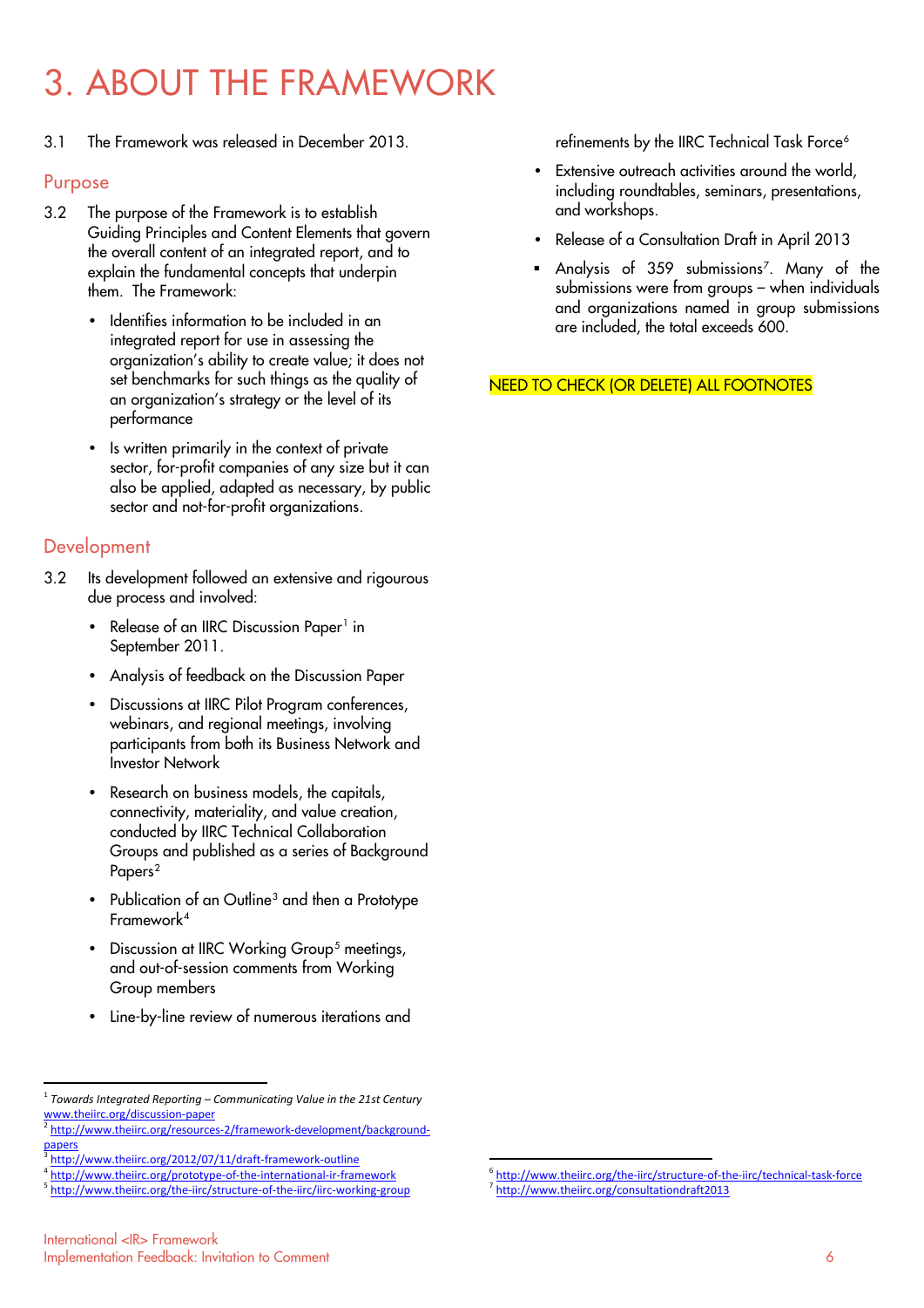# 3. ABOUT THE FRAMEWORK

3.1 The Framework was released in December 2013.

## Purpose

3.2 The purpose of the Framework is to establish Guiding Principles and Content Elements that govern the overall content of an integrated report, and to explain the fundamental concepts that underpin them. The Framework:

- Identifies information to be included in an integrated report for use in assessing the organization's ability to create value; it does not set benchmarks for such things as the quality of an organization's strategy or the level of its performance
- Is written primarily in the context of private sector, for-profit companies of any size but it can also be applied, adapted as necessary, by public sector and not-for-profit organizations.

## Development

3.2 Its development followed an extensive and rigourous due process and involved:

- Release of an IIRC Discussion Paper[1] in September 2011.
- Analysis of feedback on the Discussion Paper
- Discussions at IIRC Pilot Program conferences, webinars, and regional meetings, involving participants from both its Business Network and Investor Network
- Research on business models, the capitals, connectivity, materiality, and value creation, conducted by IIRC Technical Collaboration Groups and published as a series of Background Papers[2]
- Publication of an Outline[3] and then a Prototype Framework[4]
- Discussion at IIRC Working Group[5] meetings, and out-of-session comments from Working Group members
- Line-by-line review of numerous iterations and refinements by the IIRC Technical Task Force[6]
- Extensive outreach activities around the world, including roundtables, seminars, presentations, and workshops.
- Release of a Consultation Draft in April 2013
- Analysis of 359 submissions[7]. Many of the submissions were from groups – when individuals and organizations named in group submissions are included, the total exceeds 600.

NEED TO CHECK (OR DELETE) ALL FOOTNOTES

---

[1] *Towards Integrated Reporting – Communicating Value in the 21st Century* www.theiirc.org/discussion-paper

[2] http://www.theiirc.org/resources-2/framework-development/background-papers

[3] http://www.theiirc.org/2012/07/11/draft-framework-outline

[4] http://www.theiirc.org/prototype-of-the-international-ir-framework

[5] http://www.theiirc.org/the-iirc/structure-of-the-iirc/iirc-working-group

[6] http://www.theiirc.org/the-iirc/structure-of-the-iirc/technical-task-force

[7] http://www.theiirc.org/consultationdraft2013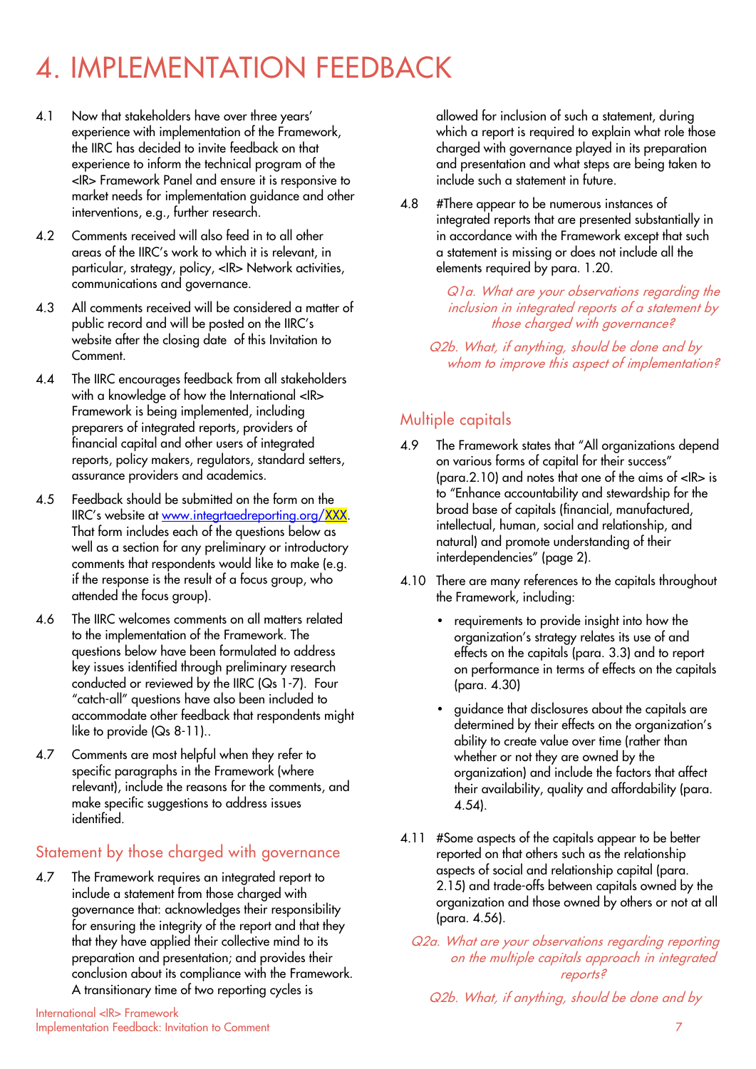# 4. IMPLEMENTATION FEEDBACK

4.1 Now that stakeholders have over three years' experience with implementation of the Framework, the IIRC has decided to invite feedback on that experience to inform the technical program of the <IR> Framework Panel and ensure it is responsive to market needs for implementation guidance and other interventions, e.g., further research.

4.2 Comments received will also feed in to all other areas of the IIRC's work to which it is relevant, in particular, strategy, policy, <IR> Network activities, communications and governance.

4.3 All comments received will be considered a matter of public record and will be posted on the IIRC's website after the closing date of this Invitation to Comment.

4.4 The IIRC encourages feedback from all stakeholders with a knowledge of how the International <IR> Framework is being implemented, including preparers of integrated reports, providers of financial capital and other users of integrated reports, policy makers, regulators, standard setters, assurance providers and academics.

4.5 Feedback should be submitted on the form on the IIRC's website at [www.integrtaedreporting.org/XXX](www.integrtaedreporting.org/XXX). That form includes each of the questions below as well as a section for any preliminary or introductory comments that respondents would like to make (e.g. if the response is the result of a focus group, who attended the focus group).

4.6 The IIRC welcomes comments on all matters related to the implementation of the Framework. The questions below have been formulated to address key issues identified through preliminary research conducted or reviewed by the IIRC (Qs 1-7). Four "catch-all" questions have also been included to accommodate other feedback that respondents might like to provide (Qs 8-11)..

4.7 Comments are most helpful when they refer to specific paragraphs in the Framework (where relevant), include the reasons for the comments, and make specific suggestions to address issues identified.

## Statement by those charged with governance

4.7 The Framework requires an integrated report to include a statement from those charged with governance that: acknowledges their responsibility for ensuring the integrity of the report and that they that they have applied their collective mind to its preparation and presentation; and provides their conclusion about its compliance with the Framework. A transitionary time of two reporting cycles is allowed for inclusion of such a statement, during which a report is required to explain what role those charged with governance played in its preparation and presentation and what steps are being taken to include such a statement in future.

4.8 #There appear to be numerous instances of integrated reports that are presented substantially in in accordance with the Framework except that such a statement is missing or does not include all the elements required by para. 1.20.

*Q1a. What are your observations regarding the inclusion in integrated reports of a statement by those charged with governance?*

*Q2b. What, if anything, should be done and by whom to improve this aspect of implementation?*

## Multiple capitals

4.9 The Framework states that "All organizations depend on various forms of capital for their success" (para.2.10) and notes that one of the aims of <IR> is to "Enhance accountability and stewardship for the broad base of capitals (financial, manufactured, intellectual, human, social and relationship, and natural) and promote understanding of their interdependencies" (page 2).

4.10 There are many references to the capitals throughout the Framework, including:

- requirements to provide insight into how the organization's strategy relates its use of and effects on the capitals (para. 3.3) and to report on performance in terms of effects on the capitals (para. 4.30)
- guidance that disclosures about the capitals are determined by their effects on the organization's ability to create value over time (rather than whether or not they are owned by the organization) and include the factors that affect their availability, quality and affordability (para. 4.54).

4.11 #Some aspects of the capitals appear to be better reported on that others such as the relationship aspects of social and relationship capital (para. 2.15) and trade-offs between capitals owned by the organization and those owned by others or not at all (para. 4.56).

*Q2a. What are your observations regarding reporting on the multiple capitals approach in integrated reports?*

*Q2b. What, if anything, should be done and by*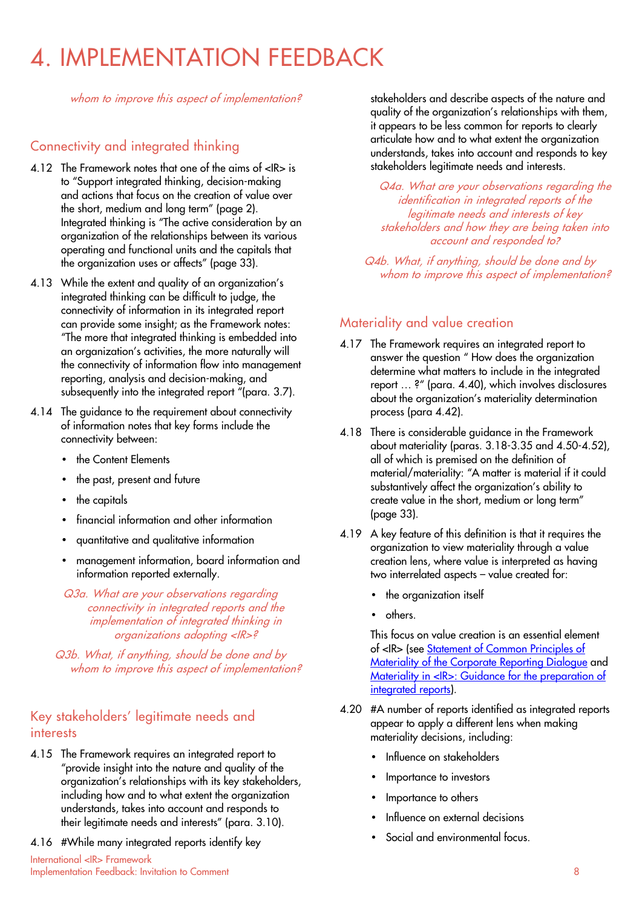# 4. IMPLEMENTATION FEEDBACK

*whom to improve this aspect of implementation?*

## Connectivity and integrated thinking

4.12 The Framework notes that one of the aims of <IR> is to "Support integrated thinking, decision-making and actions that focus on the creation of value over the short, medium and long term" (page 2). Integrated thinking is "The active consideration by an organization of the relationships between its various operating and functional units and the capitals that the organization uses or affects" (page 33).

4.13 While the extent and quality of an organization's integrated thinking can be difficult to judge, the connectivity of information in its integrated report can provide some insight; as the Framework notes: "The more that integrated thinking is embedded into an organization's activities, the more naturally will the connectivity of information flow into management reporting, analysis and decision-making, and subsequently into the integrated report "(para. 3.7).

4.14 The guidance to the requirement about connectivity of information notes that key forms include the connectivity between:

- the Content Elements
- the past, present and future
- the capitals
- financial information and other information
- quantitative and qualitative information
- management information, board information and information reported externally.

*Q3a. What are your observations regarding connectivity in integrated reports and the implementation of integrated thinking in organizations adopting <IR>?*

*Q3b. What, if anything, should be done and by whom to improve this aspect of implementation?*

## Key stakeholders' legitimate needs and interests

4.15 The Framework requires an integrated report to "provide insight into the nature and quality of the organization's relationships with its key stakeholders, including how and to what extent the organization understands, takes into account and responds to their legitimate needs and interests" (para. 3.10).

4.16 #While many integrated reports identify key stakeholders and describe aspects of the nature and quality of the organization's relationships with them, it appears to be less common for reports to clearly articulate how and to what extent the organization understands, takes into account and responds to key stakeholders legitimate needs and interests.

*Q4a. What are your observations regarding the identification in integrated reports of the legitimate needs and interests of key stakeholders and how they are being taken into account and responded to?*

*Q4b. What, if anything, should be done and by whom to improve this aspect of implementation?*

## Materiality and value creation

4.17 The Framework requires an integrated report to answer the question " How does the organization determine what matters to include in the integrated report … ?" (para. 4.40), which involves disclosures about the organization's materiality determination process (para 4.42).

4.18 There is considerable guidance in the Framework about materiality (paras. 3.18-3.35 and 4.50-4.52), all of which is premised on the definition of material/materiality: "A matter is material if it could substantively affect the organization's ability to create value in the short, medium or long term" (page 33).

4.19 A key feature of this definition is that it requires the organization to view materiality through a value creation lens, where value is interpreted as having two interrelated aspects – value created for:

- the organization itself
- others.

This focus on value creation is an essential element of <IR> (see Statement of Common Principles of Materiality of the Corporate Reporting Dialogue and Materiality in <IR>: Guidance for the preparation of integrated reports).

4.20 #A number of reports identified as integrated reports appear to apply a different lens when making materiality decisions, including:

- Influence on stakeholders
- Importance to investors
- Importance to others
- Influence on external decisions
- Social and environmental focus.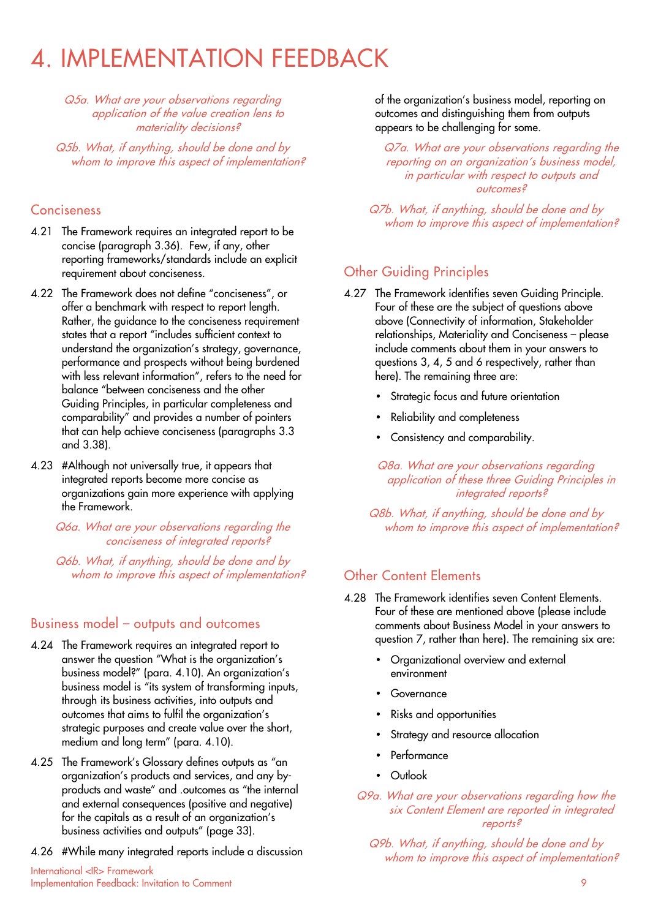# 4. IMPLEMENTATION FEEDBACK

*Q5a. What are your observations regarding application of the value creation lens to materiality decisions?*

*Q5b. What, if anything, should be done and by whom to improve this aspect of implementation?*

## Conciseness

4.21 The Framework requires an integrated report to be concise (paragraph 3.36). Few, if any, other reporting frameworks/standards include an explicit requirement about conciseness.

4.22 The Framework does not define "conciseness", or offer a benchmark with respect to report length. Rather, the guidance to the conciseness requirement states that a report "includes sufficient context to understand the organization's strategy, governance, performance and prospects without being burdened with less relevant information", refers to the need for balance "between conciseness and the other Guiding Principles, in particular completeness and comparability" and provides a number of pointers that can help achieve conciseness (paragraphs 3.3 and 3.38).

4.23 #Although not universally true, it appears that integrated reports become more concise as organizations gain more experience with applying the Framework.

*Q6a. What are your observations regarding the conciseness of integrated reports?*

*Q6b. What, if anything, should be done and by whom to improve this aspect of implementation?*

## Business model – outputs and outcomes

4.24 The Framework requires an integrated report to answer the question "What is the organization's business model?" (para. 4.10). An organization's business model is "its system of transforming inputs, through its business activities, into outputs and outcomes that aims to fulfil the organization's strategic purposes and create value over the short, medium and long term" (para. 4.10).

4.25 The Framework's Glossary defines outputs as "an organization's products and services, and any by-products and waste" and .outcomes as "the internal and external consequences (positive and negative) for the capitals as a result of an organization's business activities and outputs" (page 33).

4.26 #While many integrated reports include a discussion of the organization's business model, reporting on outcomes and distinguishing them from outputs appears to be challenging for some.

*Q7a. What are your observations regarding the reporting on an organization's business model, in particular with respect to outputs and outcomes?*

*Q7b. What, if anything, should be done and by whom to improve this aspect of implementation?*

## Other Guiding Principles

4.27 The Framework identifies seven Guiding Principle. Four of these are the subject of questions above above (Connectivity of information, Stakeholder relationships, Materiality and Conciseness – please include comments about them in your answers to questions 3, 4, 5 and 6 respectively, rather than here). The remaining three are:

- Strategic focus and future orientation
- Reliability and completeness
- Consistency and comparability.

*Q8a. What are your observations regarding application of these three Guiding Principles in integrated reports?*

*Q8b. What, if anything, should be done and by whom to improve this aspect of implementation?*

## Other Content Elements

4.28 The Framework identifies seven Content Elements. Four of these are mentioned above (please include comments about Business Model in your answers to question 7, rather than here). The remaining six are:

- Organizational overview and external environment
- Governance
- Risks and opportunities
- Strategy and resource allocation
- Performance
- Outlook

*Q9a. What are your observations regarding how the six Content Element are reported in integrated reports?*

*Q9b. What, if anything, should be done and by whom to improve this aspect of implementation?*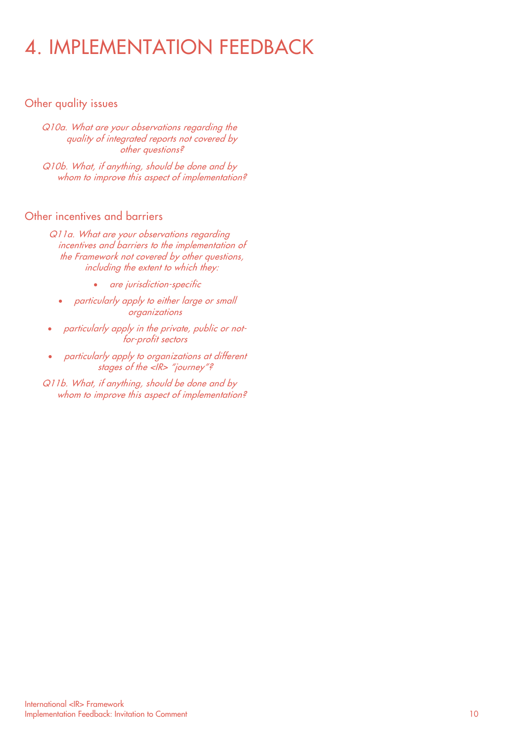# 4. IMPLEMENTATION FEEDBACK

## Other quality issues

*Q10a. What are your observations regarding the quality of integrated reports not covered by other questions?*

*Q10b. What, if anything, should be done and by whom to improve this aspect of implementation?*

## Other incentives and barriers

*Q11a. What are your observations regarding incentives and barriers to the implementation of the Framework not covered by other questions, including the extent to which they:*

- *are jurisdiction-specific*
- *particularly apply to either large or small organizations*
- *particularly apply in the private, public or not-for-profit sectors*
- *particularly apply to organizations at different stages of the <IR> "journey"?*

*Q11b. What, if anything, should be done and by whom to improve this aspect of implementation?*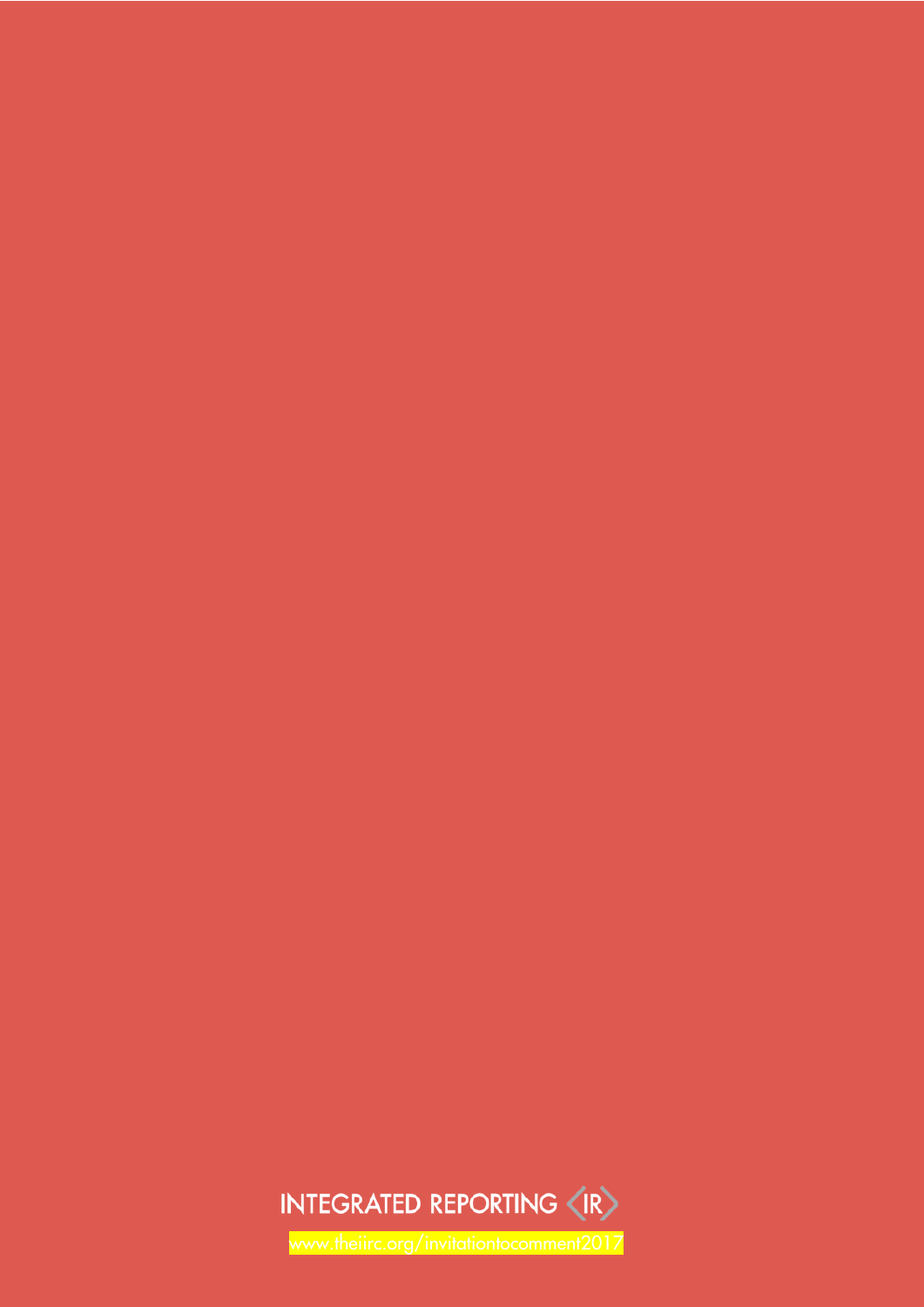INTEGRATED REPORTING <IR>

www.theiirc.org/invitationtocomment2017